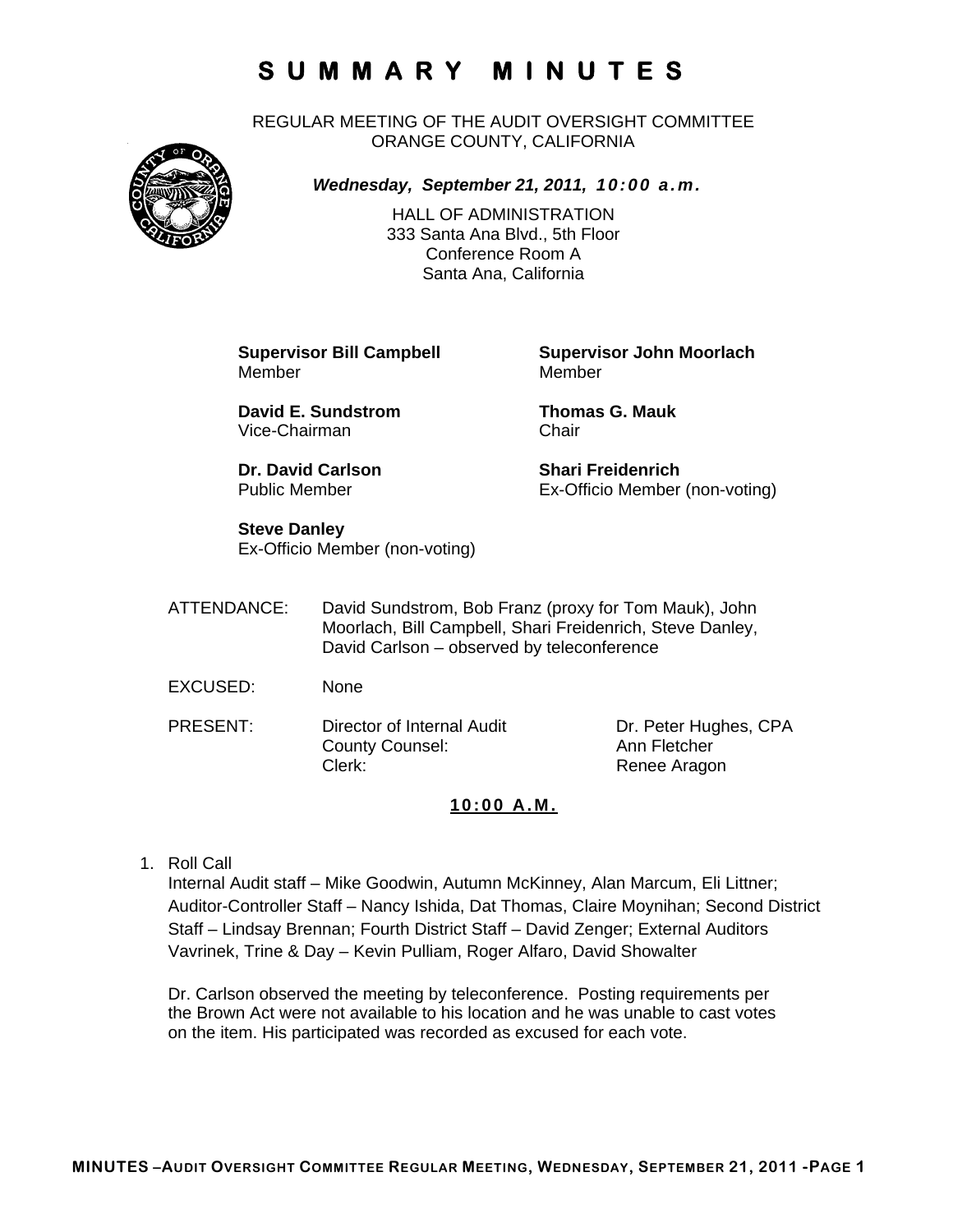# S U M M A R Y   M I N U T E S

REGULAR MEETING OF THE AUDIT OVERSIGHT COMMITTEE
ORANGE COUNTY, CALIFORNIA

***Wednesday, September 21, 2011, 10:00 a.m.***

HALL OF ADMINISTRATION
333 Santa Ana Blvd., 5th Floor
Conference Room A
Santa Ana, California

**Supervisor Bill Campbell**
Member

**Supervisor John Moorlach**
Member

**David E. Sundstrom**
Vice-Chairman

**Thomas G. Mauk**
Chair

**Dr. David Carlson**
Public Member

**Shari Freidenrich**
Ex-Officio Member (non-voting)

**Steve Danley**
Ex-Officio Member (non-voting)

ATTENDANCE: David Sundstrom, Bob Franz (proxy for Tom Mauk), John Moorlach, Bill Campbell, Shari Freidenrich, Steve Danley, David Carlson – observed by teleconference

EXCUSED: None

| PRESENT: | | |
|---|---|---|
| | Director of Internal Audit | Dr. Peter Hughes, CPA |
| | County Counsel: | Ann Fletcher |
| | Clerk: | Renee Aragon |

**10:00 A.M.**

1. Roll Call

   Internal Audit staff – Mike Goodwin, Autumn McKinney, Alan Marcum, Eli Littner; Auditor-Controller Staff – Nancy Ishida, Dat Thomas, Claire Moynihan; Second District Staff – Lindsay Brennan; Fourth District Staff – David Zenger; External Auditors Vavrinek, Trine & Day – Kevin Pulliam, Roger Alfaro, David Showalter

   Dr. Carlson observed the meeting by teleconference. Posting requirements per the Brown Act were not available to his location and he was unable to cast votes on the item. His participated was recorded as excused for each vote.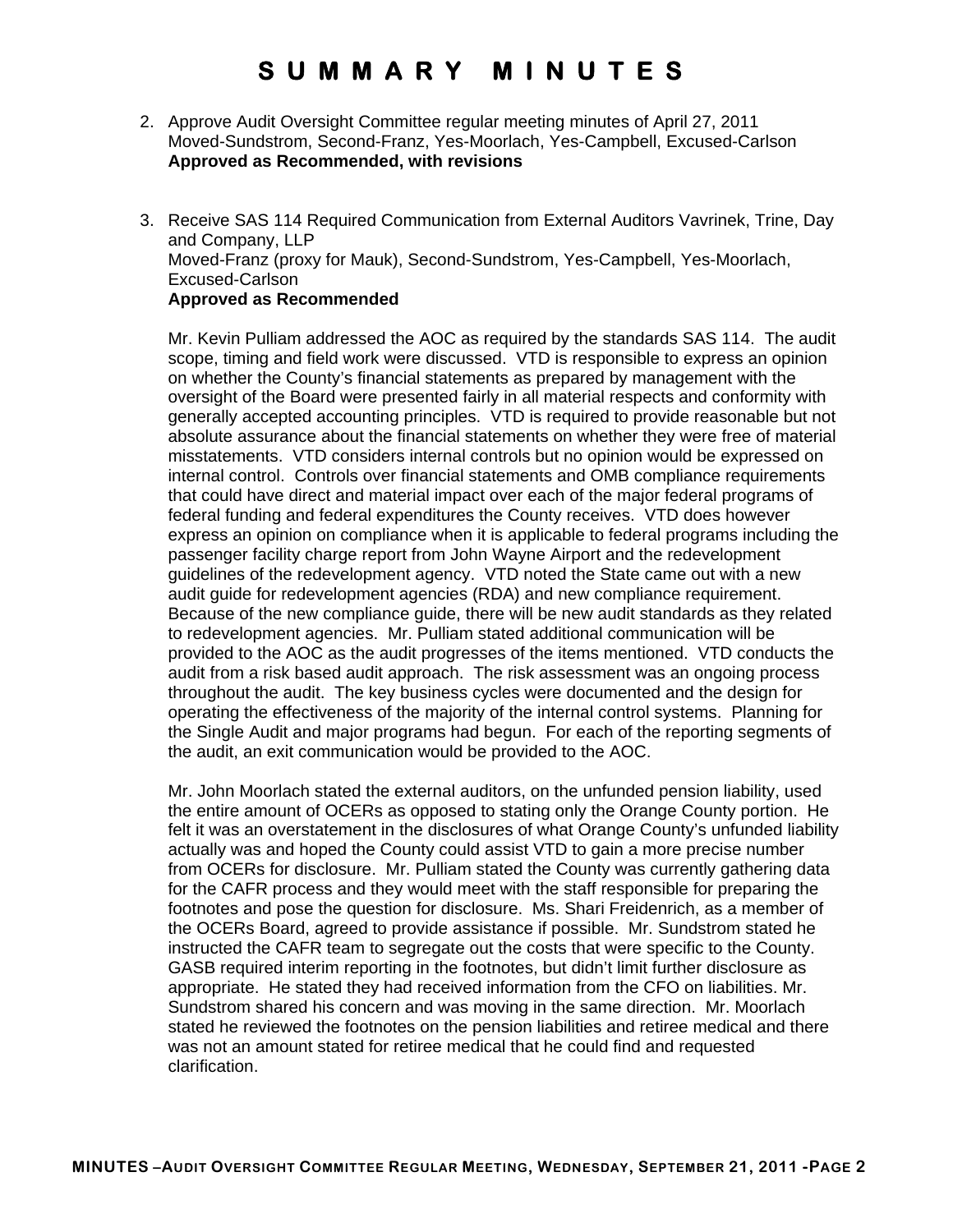# SUMMARY MINUTES

2. Approve Audit Oversight Committee regular meeting minutes of April 27, 2011
   Moved-Sundstrom, Second-Franz, Yes-Moorlach, Yes-Campbell, Excused-Carlson
   **Approved as Recommended, with revisions**

3. Receive SAS 114 Required Communication from External Auditors Vavrinek, Trine, Day and Company, LLP
   Moved-Franz (proxy for Mauk), Second-Sundstrom, Yes-Campbell, Yes-Moorlach, Excused-Carlson
   **Approved as Recommended**

   Mr. Kevin Pulliam addressed the AOC as required by the standards SAS 114. The audit scope, timing and field work were discussed. VTD is responsible to express an opinion on whether the County's financial statements as prepared by management with the oversight of the Board were presented fairly in all material respects and conformity with generally accepted accounting principles. VTD is required to provide reasonable but not absolute assurance about the financial statements on whether they were free of material misstatements. VTD considers internal controls but no opinion would be expressed on internal control. Controls over financial statements and OMB compliance requirements that could have direct and material impact over each of the major federal programs of federal funding and federal expenditures the County receives. VTD does however express an opinion on compliance when it is applicable to federal programs including the passenger facility charge report from John Wayne Airport and the redevelopment guidelines of the redevelopment agency. VTD noted the State came out with a new audit guide for redevelopment agencies (RDA) and new compliance requirement. Because of the new compliance guide, there will be new audit standards as they related to redevelopment agencies. Mr. Pulliam stated additional communication will be provided to the AOC as the audit progresses of the items mentioned. VTD conducts the audit from a risk based audit approach. The risk assessment was an ongoing process throughout the audit. The key business cycles were documented and the design for operating the effectiveness of the majority of the internal control systems. Planning for the Single Audit and major programs had begun. For each of the reporting segments of the audit, an exit communication would be provided to the AOC.

   Mr. John Moorlach stated the external auditors, on the unfunded pension liability, used the entire amount of OCERs as opposed to stating only the Orange County portion. He felt it was an overstatement in the disclosures of what Orange County's unfunded liability actually was and hoped the County could assist VTD to gain a more precise number from OCERs for disclosure. Mr. Pulliam stated the County was currently gathering data for the CAFR process and they would meet with the staff responsible for preparing the footnotes and pose the question for disclosure. Ms. Shari Freidenrich, as a member of the OCERs Board, agreed to provide assistance if possible. Mr. Sundstrom stated he instructed the CAFR team to segregate out the costs that were specific to the County. GASB required interim reporting in the footnotes, but didn't limit further disclosure as appropriate. He stated they had received information from the CFO on liabilities. Mr. Sundstrom shared his concern and was moving in the same direction. Mr. Moorlach stated he reviewed the footnotes on the pension liabilities and retiree medical and there was not an amount stated for retiree medical that he could find and requested clarification.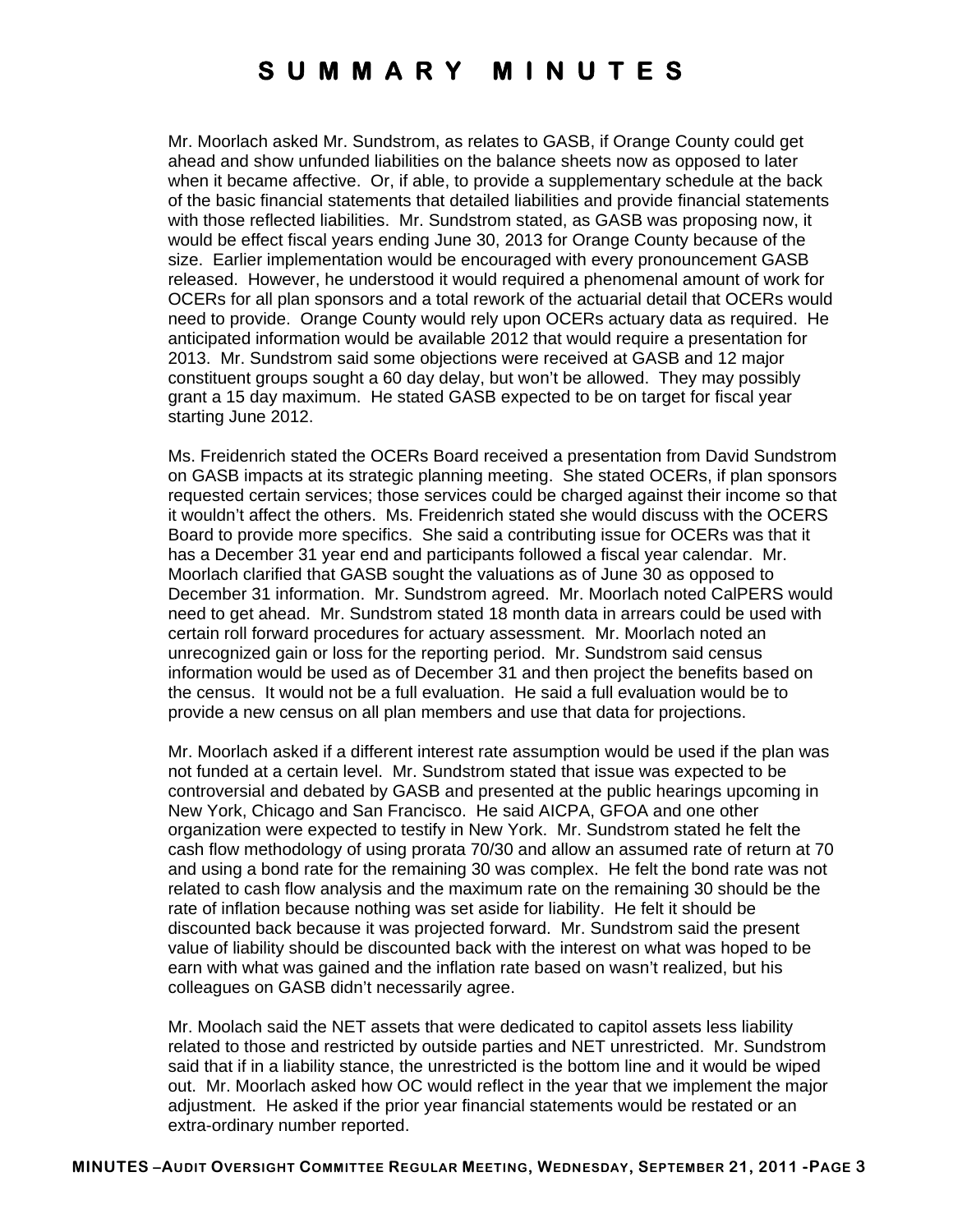# S U M M A R Y   M I N U T E S

Mr. Moorlach asked Mr. Sundstrom, as relates to GASB, if Orange County could get ahead and show unfunded liabilities on the balance sheets now as opposed to later when it became affective. Or, if able, to provide a supplementary schedule at the back of the basic financial statements that detailed liabilities and provide financial statements with those reflected liabilities. Mr. Sundstrom stated, as GASB was proposing now, it would be effect fiscal years ending June 30, 2013 for Orange County because of the size. Earlier implementation would be encouraged with every pronouncement GASB released. However, he understood it would required a phenomenal amount of work for OCERs for all plan sponsors and a total rework of the actuarial detail that OCERs would need to provide. Orange County would rely upon OCERs actuary data as required. He anticipated information would be available 2012 that would require a presentation for 2013. Mr. Sundstrom said some objections were received at GASB and 12 major constituent groups sought a 60 day delay, but won't be allowed. They may possibly grant a 15 day maximum. He stated GASB expected to be on target for fiscal year starting June 2012.

Ms. Freidenrich stated the OCERs Board received a presentation from David Sundstrom on GASB impacts at its strategic planning meeting. She stated OCERs, if plan sponsors requested certain services; those services could be charged against their income so that it wouldn't affect the others. Ms. Freidenrich stated she would discuss with the OCERS Board to provide more specifics. She said a contributing issue for OCERs was that it has a December 31 year end and participants followed a fiscal year calendar. Mr. Moorlach clarified that GASB sought the valuations as of June 30 as opposed to December 31 information. Mr. Sundstrom agreed. Mr. Moorlach noted CalPERS would need to get ahead. Mr. Sundstrom stated 18 month data in arrears could be used with certain roll forward procedures for actuary assessment. Mr. Moorlach noted an unrecognized gain or loss for the reporting period. Mr. Sundstrom said census information would be used as of December 31 and then project the benefits based on the census. It would not be a full evaluation. He said a full evaluation would be to provide a new census on all plan members and use that data for projections.

Mr. Moorlach asked if a different interest rate assumption would be used if the plan was not funded at a certain level. Mr. Sundstrom stated that issue was expected to be controversial and debated by GASB and presented at the public hearings upcoming in New York, Chicago and San Francisco. He said AICPA, GFOA and one other organization were expected to testify in New York. Mr. Sundstrom stated he felt the cash flow methodology of using prorata 70/30 and allow an assumed rate of return at 70 and using a bond rate for the remaining 30 was complex. He felt the bond rate was not related to cash flow analysis and the maximum rate on the remaining 30 should be the rate of inflation because nothing was set aside for liability. He felt it should be discounted back because it was projected forward. Mr. Sundstrom said the present value of liability should be discounted back with the interest on what was hoped to be earn with what was gained and the inflation rate based on wasn't realized, but his colleagues on GASB didn't necessarily agree.

Mr. Moolach said the NET assets that were dedicated to capitol assets less liability related to those and restricted by outside parties and NET unrestricted. Mr. Sundstrom said that if in a liability stance, the unrestricted is the bottom line and it would be wiped out. Mr. Moorlach asked how OC would reflect in the year that we implement the major adjustment. He asked if the prior year financial statements would be restated or an extra-ordinary number reported.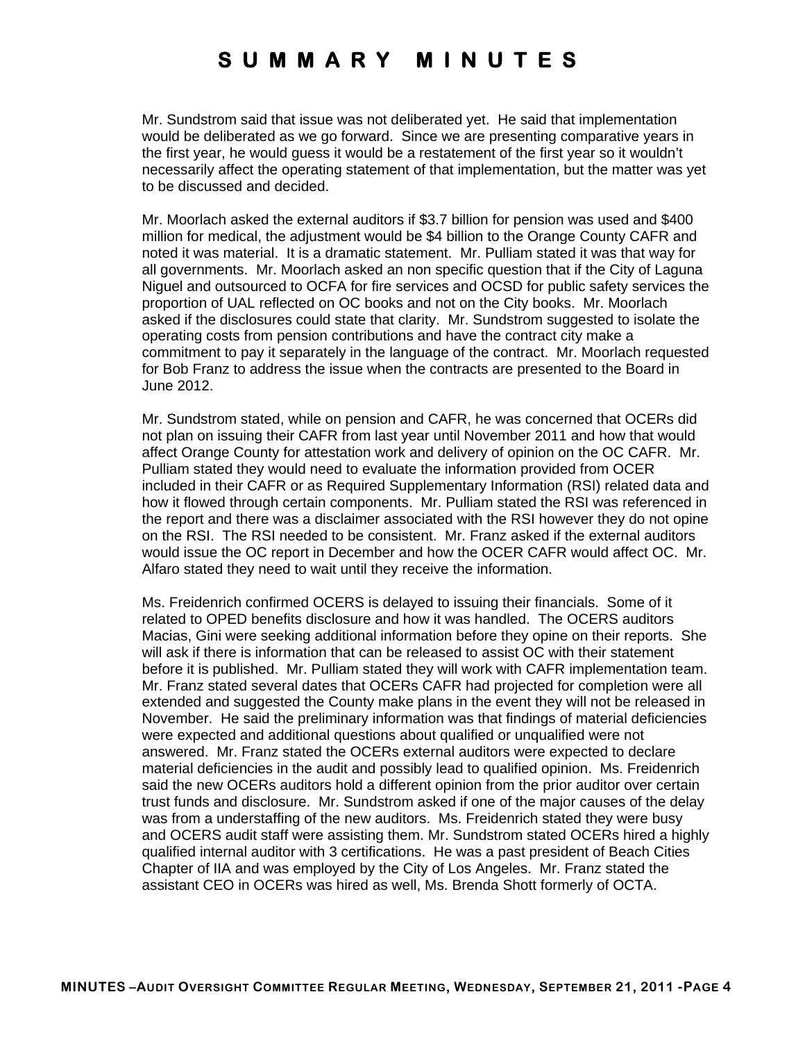Mr. Sundstrom said that issue was not deliberated yet. He said that implementation would be deliberated as we go forward. Since we are presenting comparative years in the first year, he would guess it would be a restatement of the first year so it wouldn't necessarily affect the operating statement of that implementation, but the matter was yet to be discussed and decided.

Mr. Moorlach asked the external auditors if $3.7 billion for pension was used and $400 million for medical, the adjustment would be $4 billion to the Orange County CAFR and noted it was material. It is a dramatic statement. Mr. Pulliam stated it was that way for all governments. Mr. Moorlach asked an non specific question that if the City of Laguna Niguel and outsourced to OCFA for fire services and OCSD for public safety services the proportion of UAL reflected on OC books and not on the City books. Mr. Moorlach asked if the disclosures could state that clarity. Mr. Sundstrom suggested to isolate the operating costs from pension contributions and have the contract city make a commitment to pay it separately in the language of the contract. Mr. Moorlach requested for Bob Franz to address the issue when the contracts are presented to the Board in June 2012.

Mr. Sundstrom stated, while on pension and CAFR, he was concerned that OCERs did not plan on issuing their CAFR from last year until November 2011 and how that would affect Orange County for attestation work and delivery of opinion on the OC CAFR. Mr. Pulliam stated they would need to evaluate the information provided from OCER included in their CAFR or as Required Supplementary Information (RSI) related data and how it flowed through certain components. Mr. Pulliam stated the RSI was referenced in the report and there was a disclaimer associated with the RSI however they do not opine on the RSI. The RSI needed to be consistent. Mr. Franz asked if the external auditors would issue the OC report in December and how the OCER CAFR would affect OC. Mr. Alfaro stated they need to wait until they receive the information.

Ms. Freidenrich confirmed OCERS is delayed to issuing their financials. Some of it related to OPED benefits disclosure and how it was handled. The OCERS auditors Macias, Gini were seeking additional information before they opine on their reports. She will ask if there is information that can be released to assist OC with their statement before it is published. Mr. Pulliam stated they will work with CAFR implementation team. Mr. Franz stated several dates that OCERs CAFR had projected for completion were all extended and suggested the County make plans in the event they will not be released in November. He said the preliminary information was that findings of material deficiencies were expected and additional questions about qualified or unqualified were not answered. Mr. Franz stated the OCERs external auditors were expected to declare material deficiencies in the audit and possibly lead to qualified opinion. Ms. Freidenrich said the new OCERs auditors hold a different opinion from the prior auditor over certain trust funds and disclosure. Mr. Sundstrom asked if one of the major causes of the delay was from a understaffing of the new auditors. Ms. Freidenrich stated they were busy and OCERS audit staff were assisting them. Mr. Sundstrom stated OCERs hired a highly qualified internal auditor with 3 certifications. He was a past president of Beach Cities Chapter of IIA and was employed by the City of Los Angeles. Mr. Franz stated the assistant CEO in OCERs was hired as well, Ms. Brenda Shott formerly of OCTA.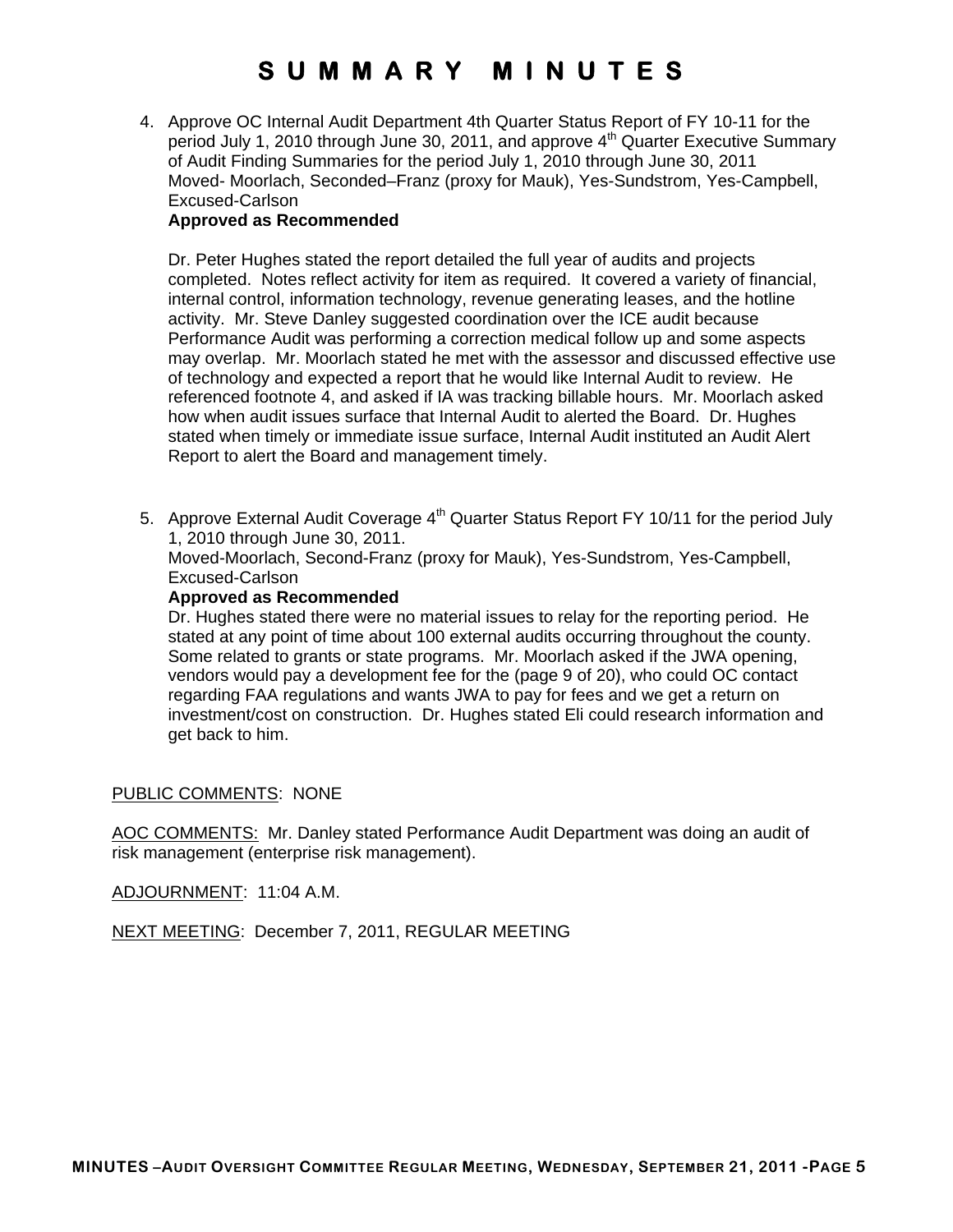# SUMMARY MINUTES

4. Approve OC Internal Audit Department 4th Quarter Status Report of FY 10-11 for the period July 1, 2010 through June 30, 2011, and approve 4th Quarter Executive Summary of Audit Finding Summaries for the period July 1, 2010 through June 30, 2011
   Moved- Moorlach, Seconded–Franz (proxy for Mauk), Yes-Sundstrom, Yes-Campbell, Excused-Carlson
   **Approved as Recommended**

   Dr. Peter Hughes stated the report detailed the full year of audits and projects completed. Notes reflect activity for item as required. It covered a variety of financial, internal control, information technology, revenue generating leases, and the hotline activity. Mr. Steve Danley suggested coordination over the ICE audit because Performance Audit was performing a correction medical follow up and some aspects may overlap. Mr. Moorlach stated he met with the assessor and discussed effective use of technology and expected a report that he would like Internal Audit to review. He referenced footnote 4, and asked if IA was tracking billable hours. Mr. Moorlach asked how when audit issues surface that Internal Audit to alerted the Board. Dr. Hughes stated when timely or immediate issue surface, Internal Audit instituted an Audit Alert Report to alert the Board and management timely.

5. Approve External Audit Coverage 4th Quarter Status Report FY 10/11 for the period July 1, 2010 through June 30, 2011.
   Moved-Moorlach, Second-Franz (proxy for Mauk), Yes-Sundstrom, Yes-Campbell, Excused-Carlson
   **Approved as Recommended**
   Dr. Hughes stated there were no material issues to relay for the reporting period. He stated at any point of time about 100 external audits occurring throughout the county. Some related to grants or state programs. Mr. Moorlach asked if the JWA opening, vendors would pay a development fee for the (page 9 of 20), who could OC contact regarding FAA regulations and wants JWA to pay for fees and we get a return on investment/cost on construction. Dr. Hughes stated Eli could research information and get back to him.

PUBLIC COMMENTS: NONE

AOC COMMENTS: Mr. Danley stated Performance Audit Department was doing an audit of risk management (enterprise risk management).

ADJOURNMENT: 11:04 A.M.

NEXT MEETING: December 7, 2011, REGULAR MEETING